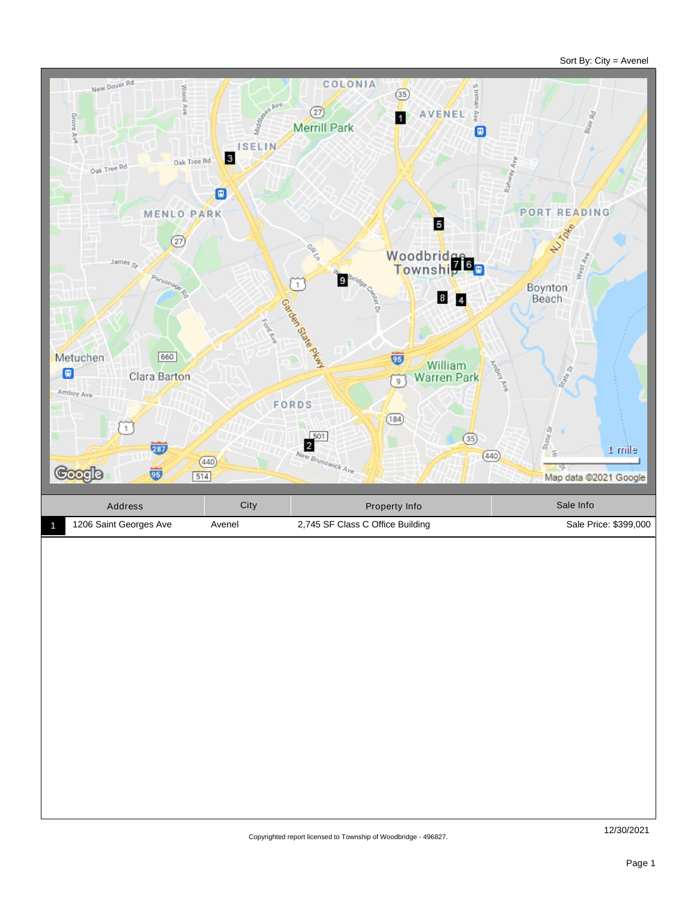Sort By: City = Avenel

| | Address | City | Property Info | Sale Info |
|---|---|---|---|---|
| 1 | 1206 Saint Georges Ave | Avenel | 2,745 SF Class C Office Building | Sale Price: $399,000 |

12/30/2021

Copyrighted report licensed to Township of Woodbridge - 496827.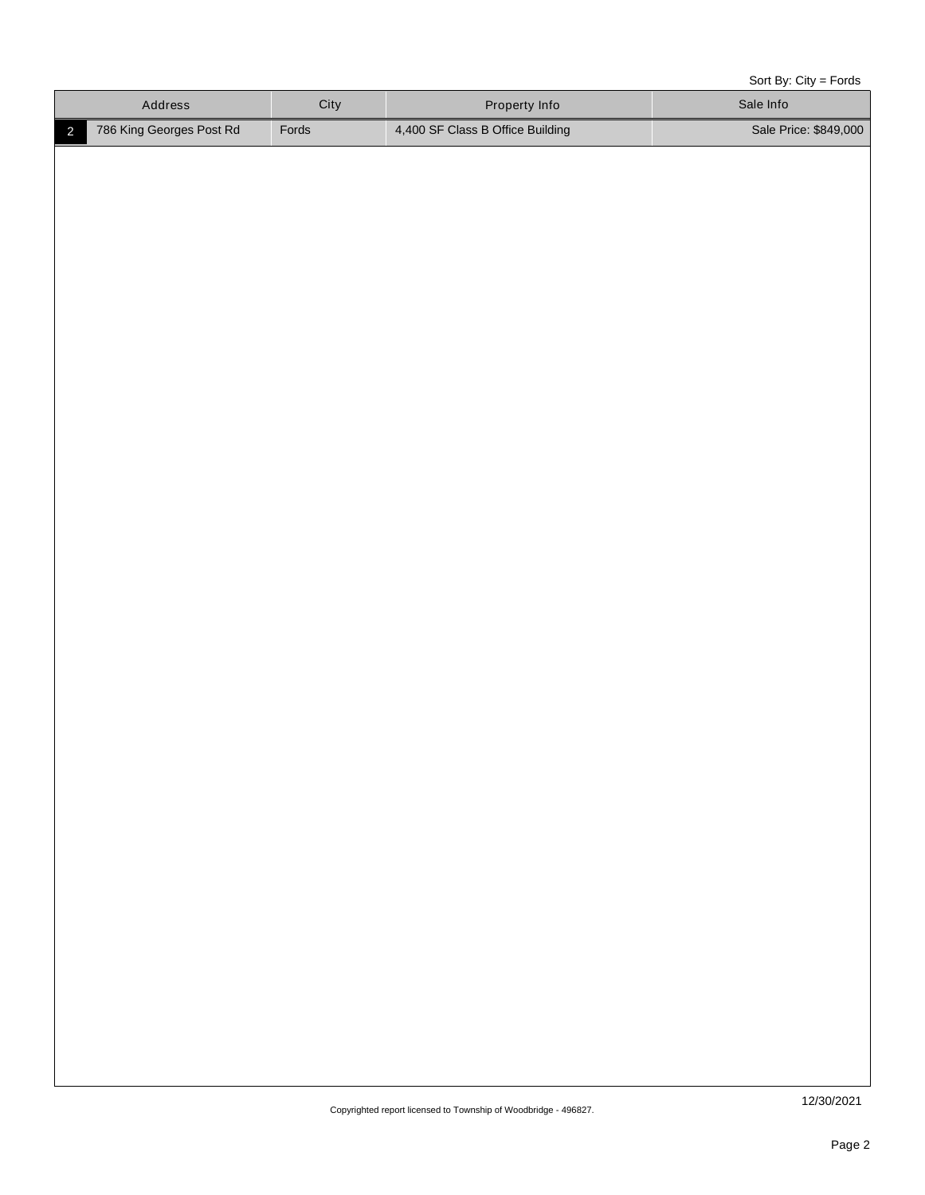Sort By: City = Fords

| | Address | City | Property Info | Sale Info |
|---|---|---|---|---|
| 2 | 786 King Georges Post Rd | Fords | 4,400 SF Class B Office Building | Sale Price: $849,000 |

Copyrighted report licensed to Township of Woodbridge - 496827.

12/30/2021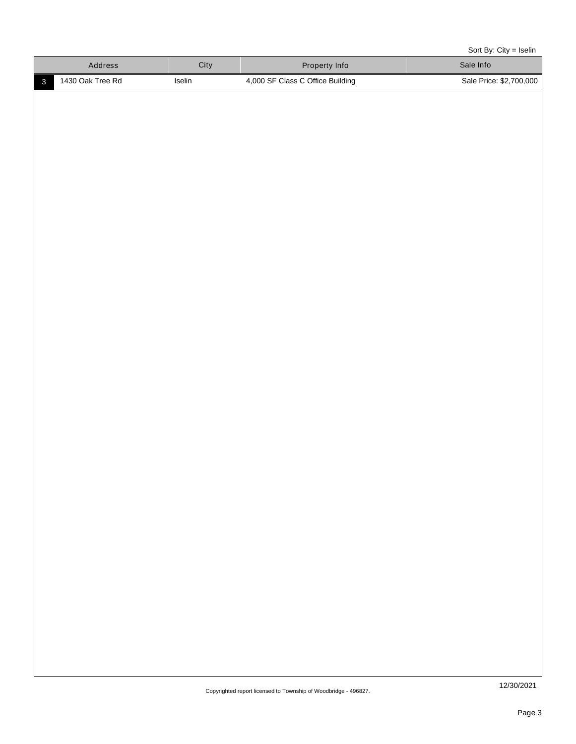Sort By: City = Iselin

| | Address | City | Property Info | Sale Info |
|---|---|---|---|---|
| 3 | 1430 Oak Tree Rd | Iselin | 4,000 SF Class C Office Building | Sale Price: $2,700,000 |

Copyrighted report licensed to Township of Woodbridge - 496827.

12/30/2021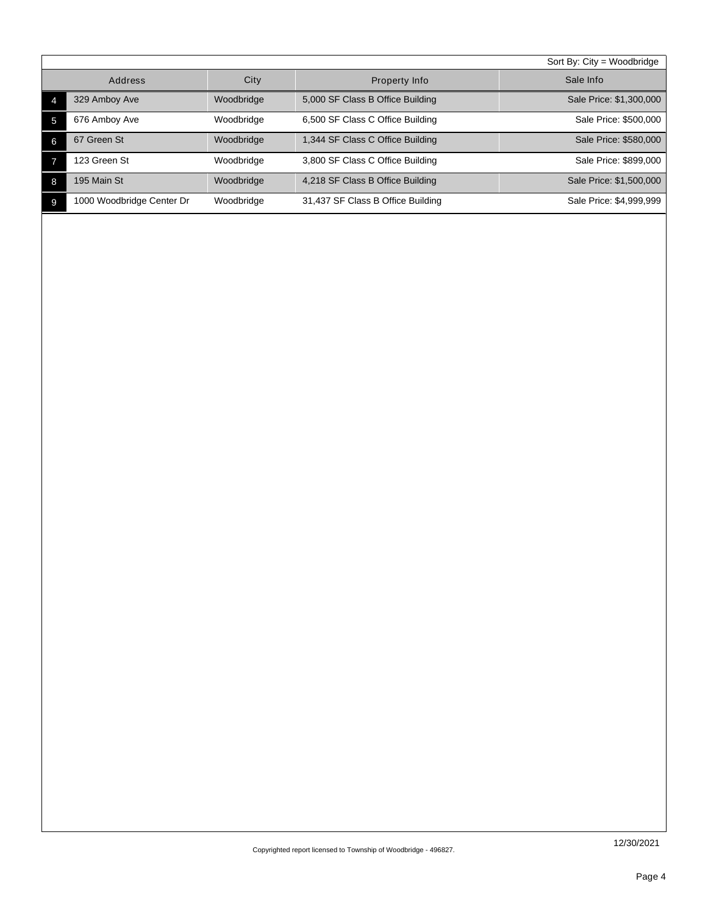Sort By: City = Woodbridge

| | Address | City | Property Info | Sale Info |
|---|---|---|---|---|
| 4 | 329 Amboy Ave | Woodbridge | 5,000 SF Class B Office Building | Sale Price: $1,300,000 |
| 5 | 676 Amboy Ave | Woodbridge | 6,500 SF Class C Office Building | Sale Price: $500,000 |
| 6 | 67 Green St | Woodbridge | 1,344 SF Class C Office Building | Sale Price: $580,000 |
| 7 | 123 Green St | Woodbridge | 3,800 SF Class C Office Building | Sale Price: $899,000 |
| 8 | 195 Main St | Woodbridge | 4,218 SF Class B Office Building | Sale Price: $1,500,000 |
| 9 | 1000 Woodbridge Center Dr | Woodbridge | 31,437 SF Class B Office Building | Sale Price: $4,999,999 |

12/30/2021

Copyrighted report licensed to Township of Woodbridge - 496827.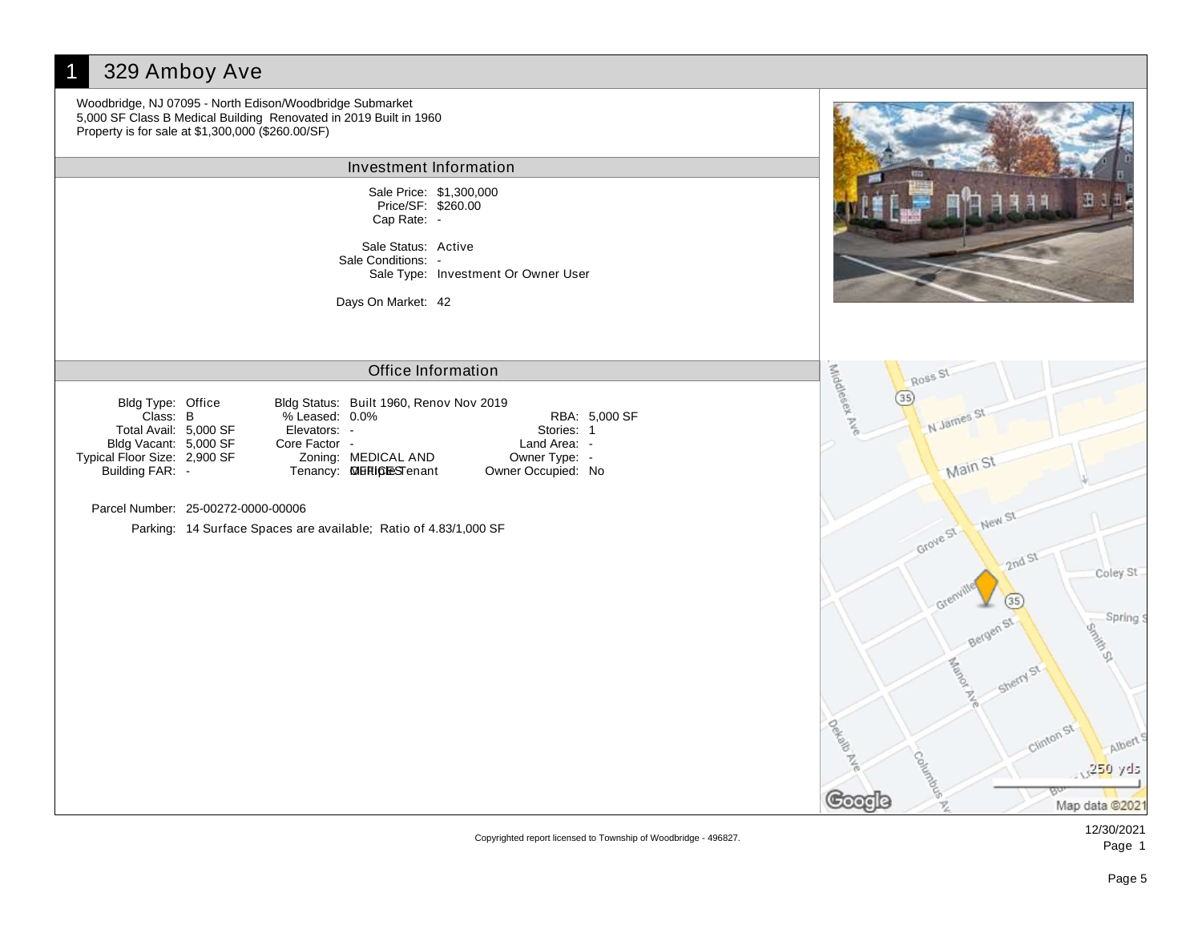# 1 329 Amboy Ave

Woodbridge, NJ 07095 - North Edison/Woodbridge Submarket
5,000 SF Class B Medical Building Renovated in 2019 Built in 1960
Property is for sale at $1,300,000 ($260.00/SF)

## Investment Information

| | |
|---|---|
| Sale Price: | $1,300,000 |
| Price/SF: | $260.00 |
| Cap Rate: | - |
| Sale Status: | Active |
| Sale Conditions: | - |
| Sale Type: | Investment Or Owner User |
| Days On Market: | 42 |

## Office Information

| | | | | | |
|---|---|---|---|---|---|
| Bldg Type: | Office | Bldg Status: | Built 1960, Renov Nov 2019 | | |
| Class: | B | % Leased: | 0.0% | RBA: | 5,000 SF |
| Total Avail: | 5,000 SF | Elevators: | - | Stories: | 1 |
| Bldg Vacant: | 5,000 SF | Core Factor | - | Land Area: | - |
| Typical Floor Size: | 2,900 SF | Zoning: | MEDICAL AND OFFICES | Owner Type: | - |
| Building FAR: | - | Tenancy: | Multiple Tenant | Owner Occupied: | No |

Parcel Number: 25-00272-0000-00006

Parking: 14 Surface Spaces are available; Ratio of 4.83/1,000 SF

Copyrighted report licensed to Township of Woodbridge - 496827.

12/30/2021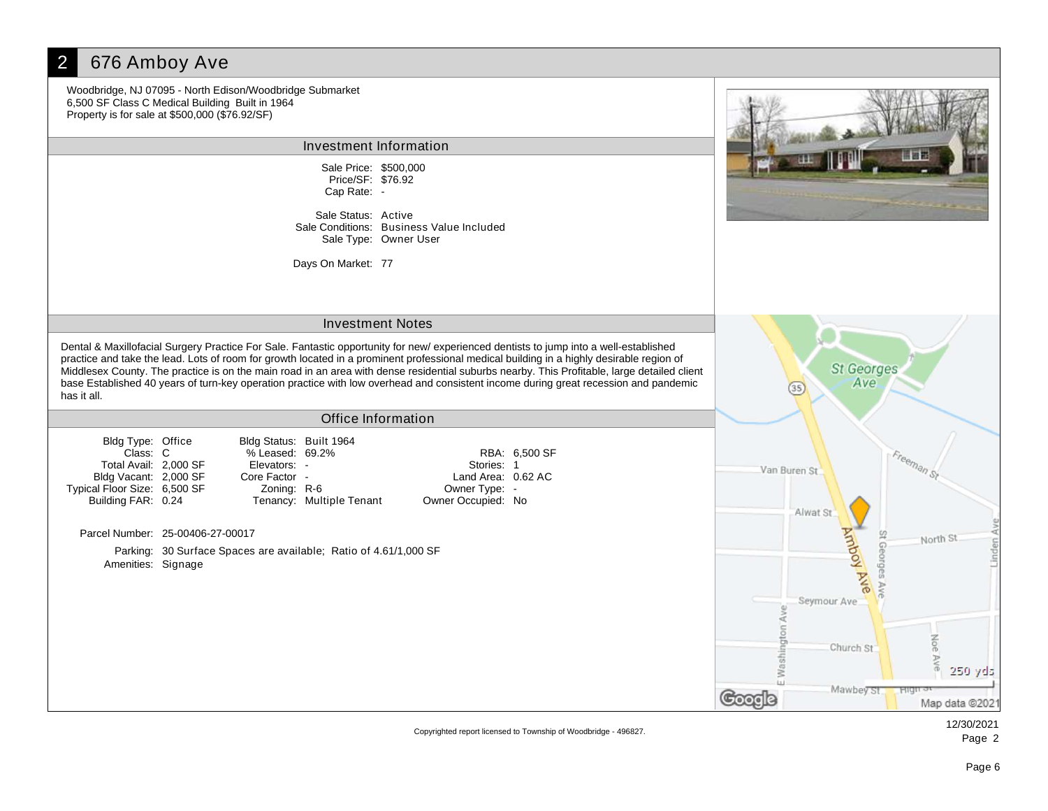## 2 676 Amboy Ave

Woodbridge, NJ 07095 - North Edison/Woodbridge Submarket
6,500 SF Class C Medical Building Built in 1964
Property is for sale at $500,000 ($76.92/SF)

### Investment Information

Sale Price: $500,000
Price/SF: $76.92
Cap Rate: -

Sale Status: Active
Sale Conditions: Business Value Included
Sale Type: Owner User

Days On Market: 77

### Investment Notes

Dental & Maxillofacial Surgery Practice For Sale. Fantastic opportunity for new/ experienced dentists to jump into a well-established practice and take the lead. Lots of room for growth located in a prominent professional medical building in a highly desirable region of Middlesex County. The practice is on the main road in an area with dense residential suburbs nearby. This Profitable, large detailed client base Established 40 years of turn-key operation practice with low overhead and consistent income during great recession and pandemic has it all.

### Office Information

| | | | | | |
|---|---|---|---|---|---|
| Bldg Type: | Office | Bldg Status: | Built 1964 | | |
| Class: | C | % Leased: | 69.2% | RBA: | 6,500 SF |
| Total Avail: | 2,000 SF | Elevators: | - | Stories: | 1 |
| Bldg Vacant: | 2,000 SF | Core Factor | - | Land Area: | 0.62 AC |
| Typical Floor Size: | 6,500 SF | Zoning: | R-6 | Owner Type: | - |
| Building FAR: | 0.24 | Tenancy: | Multiple Tenant | Owner Occupied: | No |

Parcel Number: 25-00406-27-00017

Parking: 30 Surface Spaces are available; Ratio of 4.61/1,000 SF
Amenities: Signage

Copyrighted report licensed to Township of Woodbridge - 496827.

12/30/2021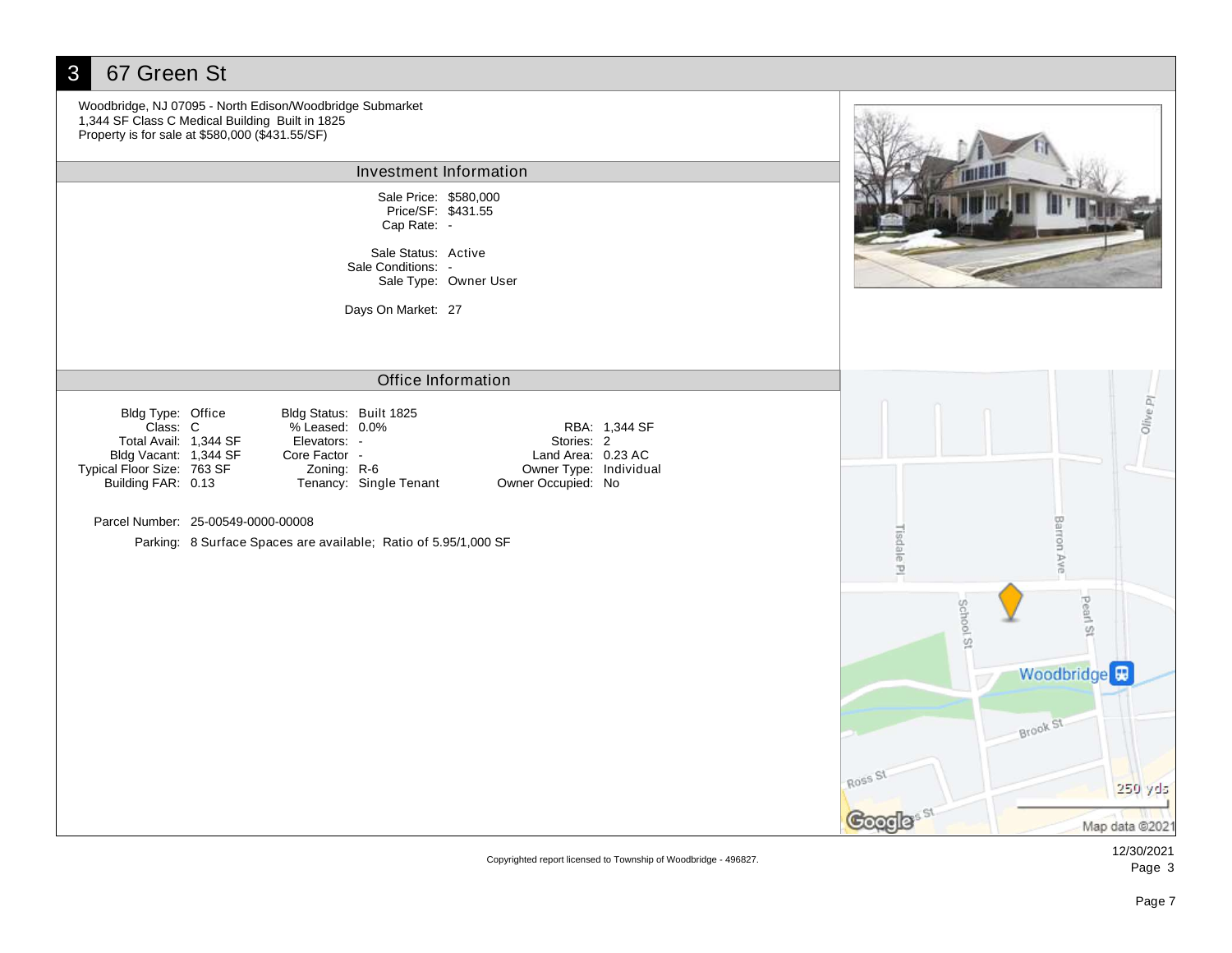# 3 67 Green St

Woodbridge, NJ 07095 - North Edison/Woodbridge Submarket
1,344 SF Class C Medical Building Built in 1825
Property is for sale at $580,000 ($431.55/SF)

## Investment Information

| | |
|---|---|
| Sale Price: | $580,000 |
| Price/SF: | $431.55 |
| Cap Rate: | - |
| Sale Status: | Active |
| Sale Conditions: | - |
| Sale Type: | Owner User |
| Days On Market: | 27 |

## Office Information

| | | | | | |
|---|---|---|---|---|---|
| Bldg Type: | Office | Bldg Status: | Built 1825 | | |
| Class: | C | % Leased: | 0.0% | RBA: | 1,344 SF |
| Total Avail: | 1,344 SF | Elevators: | - | Stories: | 2 |
| Bldg Vacant: | 1,344 SF | Core Factor | - | Land Area: | 0.23 AC |
| Typical Floor Size: | 763 SF | Zoning: | R-6 | Owner Type: | Individual |
| Building FAR: | 0.13 | Tenancy: | Single Tenant | Owner Occupied: | No |

Parcel Number: 25-00549-0000-00008

Parking: 8 Surface Spaces are available; Ratio of 5.95/1,000 SF

Copyrighted report licensed to Township of Woodbridge - 496827.

12/30/2021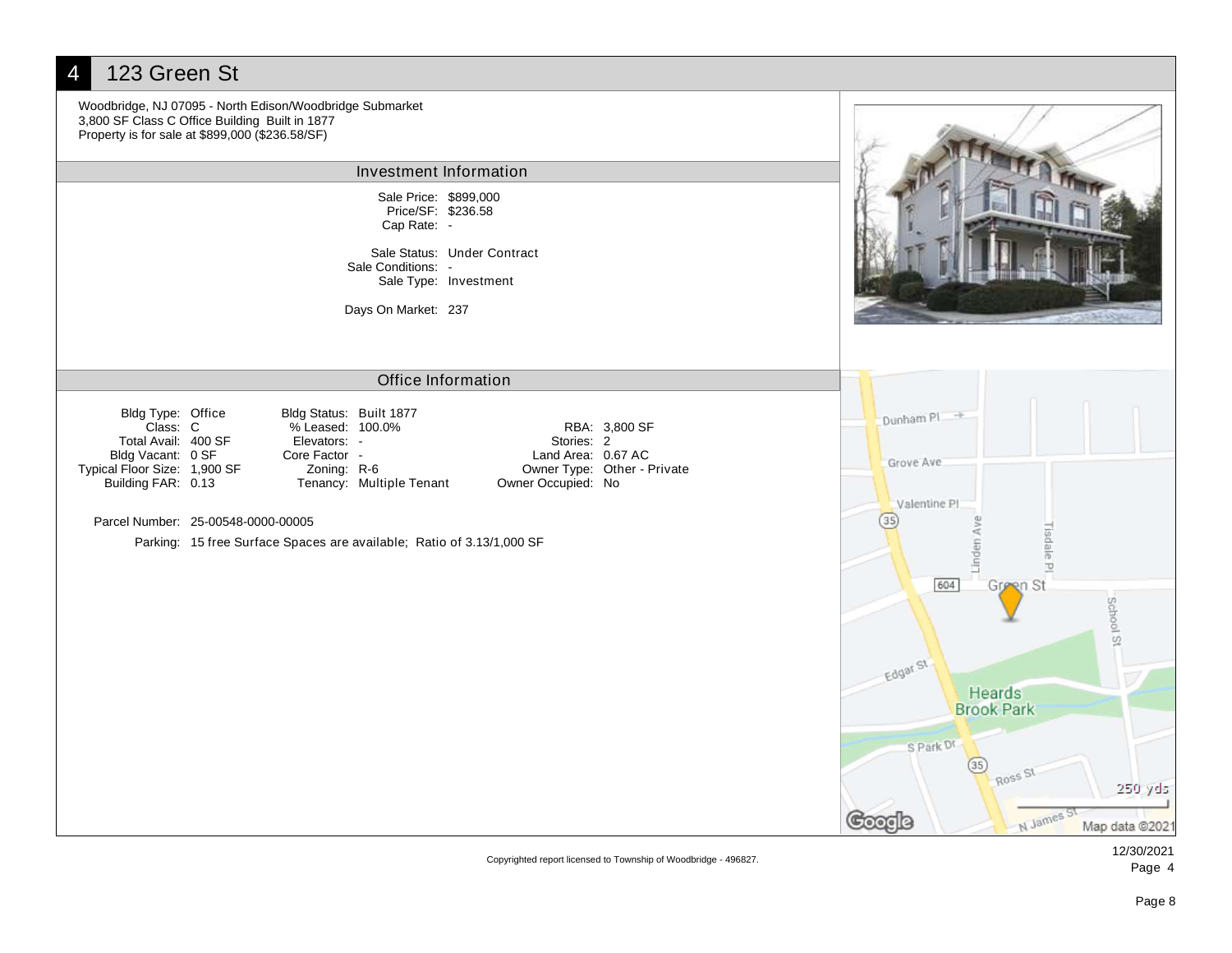# 4 123 Green St

Woodbridge, NJ 07095 - North Edison/Woodbridge Submarket
3,800 SF Class C Office Building Built in 1877
Property is for sale at $899,000 ($236.58/SF)

## Investment Information

Sale Price: $899,000
Price/SF: $236.58
Cap Rate: -

Sale Status: Under Contract
Sale Conditions: -
Sale Type: Investment

Days On Market: 237

## Office Information

| | | | | | |
|---|---|---|---|---|---|
| Bldg Type: | Office | Bldg Status: | Built 1877 | | |
| Class: | C | % Leased: | 100.0% | RBA: | 3,800 SF |
| Total Avail: | 400 SF | Elevators: | - | Stories: | 2 |
| Bldg Vacant: | 0 SF | Core Factor | - | Land Area: | 0.67 AC |
| Typical Floor Size: | 1,900 SF | Zoning: | R-6 | Owner Type: | Other - Private |
| Building FAR: | 0.13 | Tenancy: | Multiple Tenant | Owner Occupied: | No |

Parcel Number: 25-00548-0000-00005

Parking: 15 free Surface Spaces are available; Ratio of 3.13/1,000 SF

Copyrighted report licensed to Township of Woodbridge - 496827.

12/30/2021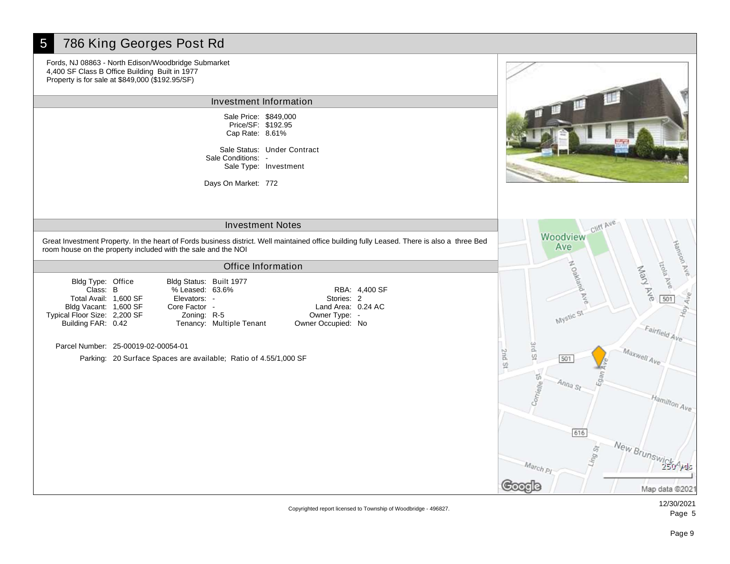# 5 786 King Georges Post Rd

Fords, NJ 08863 - North Edison/Woodbridge Submarket
4,400 SF Class B Office Building Built in 1977
Property is for sale at $849,000 ($192.95/SF)

## Investment Information

Sale Price: $849,000
Price/SF: $192.95
Cap Rate: 8.61%

Sale Status: Under Contract
Sale Conditions: -
Sale Type: Investment

Days On Market: 772

## Investment Notes

Great Investment Property. In the heart of Fords business district. Well maintained office building fully Leased. There is also a three Bed room house on the property included with the sale and the NOI

## Office Information

| | | | | | |
|---|---|---|---|---|---|
| Bldg Type: | Office | Bldg Status: | Built 1977 | | |
| Class: | B | % Leased: | 63.6% | RBA: | 4,400 SF |
| Total Avail: | 1,600 SF | Elevators: | - | Stories: | 2 |
| Bldg Vacant: | 1,600 SF | Core Factor | - | Land Area: | 0.24 AC |
| Typical Floor Size: | 2,200 SF | Zoning: | R-5 | Owner Type: | - |
| Building FAR: | 0.42 | Tenancy: | Multiple Tenant | Owner Occupied: | No |

Parcel Number: 25-00019-02-00054-01

Parking: 20 Surface Spaces are available; Ratio of 4.55/1,000 SF

Copyrighted report licensed to Township of Woodbridge - 496827.

12/30/2021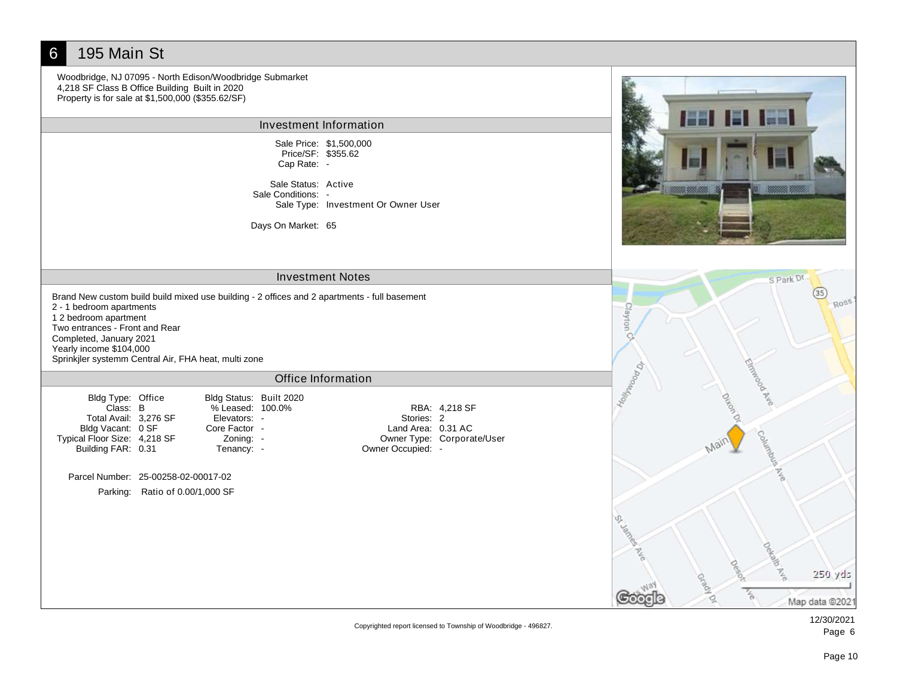# 6 195 Main St

Woodbridge, NJ 07095 - North Edison/Woodbridge Submarket
4,218 SF Class B Office Building Built in 2020
Property is for sale at $1,500,000 ($355.62/SF)

## Investment Information

Sale Price: $1,500,000
Price/SF: $355.62
Cap Rate: -

Sale Status: Active
Sale Conditions: -
Sale Type: Investment Or Owner User

Days On Market: 65

## Investment Notes

Brand New custom build build mixed use building - 2 offices and 2 apartments - full basement
2 - 1 bedroom apartments
1 2 bedroom apartment
Two entrances - Front and Rear
Completed, January 2021
Yearly income $104,000
Sprinkjler systemm Central Air, FHA heat, multi zone

## Office Information

| | | | | | |
|---|---|---|---|---|---|
| Bldg Type: | Office | Bldg Status: | Built 2020 | | |
| Class: | B | % Leased: | 100.0% | RBA: | 4,218 SF |
| Total Avail: | 3,276 SF | Elevators: | - | Stories: | 2 |
| Bldg Vacant: | 0 SF | Core Factor | - | Land Area: | 0.31 AC |
| Typical Floor Size: | 4,218 SF | Zoning: | - | Owner Type: | Corporate/User |
| Building FAR: | 0.31 | Tenancy: | - | Owner Occupied: | - |

Parcel Number: 25-00258-02-00017-02

Parking: Ratio of 0.00/1,000 SF

Copyrighted report licensed to Township of Woodbridge - 496827.

12/30/2021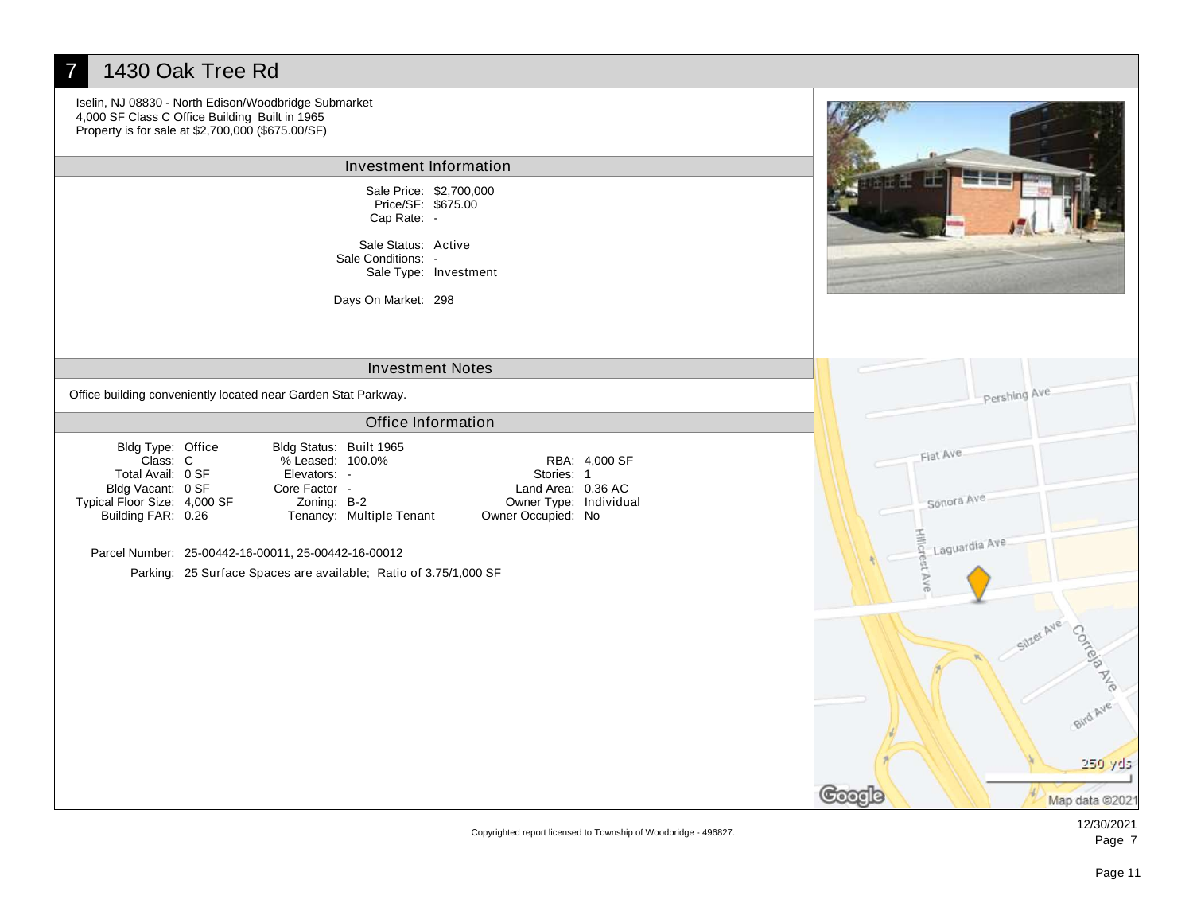# 7 1430 Oak Tree Rd

Iselin, NJ 08830 - North Edison/Woodbridge Submarket
4,000 SF Class C Office Building Built in 1965
Property is for sale at $2,700,000 ($675.00/SF)

## Investment Information

Sale Price: $2,700,000
Price/SF: $675.00
Cap Rate: -

Sale Status: Active
Sale Conditions: -
Sale Type: Investment

Days On Market: 298

## Investment Notes

Office building conveniently located near Garden Stat Parkway.

## Office Information

| | | | | | |
|---|---|---|---|---|---|
| Bldg Type: | Office | Bldg Status: | Built 1965 | | |
| Class: | C | % Leased: | 100.0% | RBA: | 4,000 SF |
| Total Avail: | 0 SF | Elevators: | - | Stories: | 1 |
| Bldg Vacant: | 0 SF | Core Factor | - | Land Area: | 0.36 AC |
| Typical Floor Size: | 4,000 SF | Zoning: | B-2 | Owner Type: | Individual |
| Building FAR: | 0.26 | Tenancy: | Multiple Tenant | Owner Occupied: | No |

Parcel Number: 25-00442-16-00011, 25-00442-16-00012

Parking: 25 Surface Spaces are available; Ratio of 3.75/1,000 SF

Pershing Ave
Fiat Ave
Sonora Ave
Laguardia Ave
Hillcrest Ave
Silzer Ave
Correja Ave
Bird Ave
250 yds
Map data ©2021

Copyrighted report licensed to Township of Woodbridge - 496827.

12/30/2021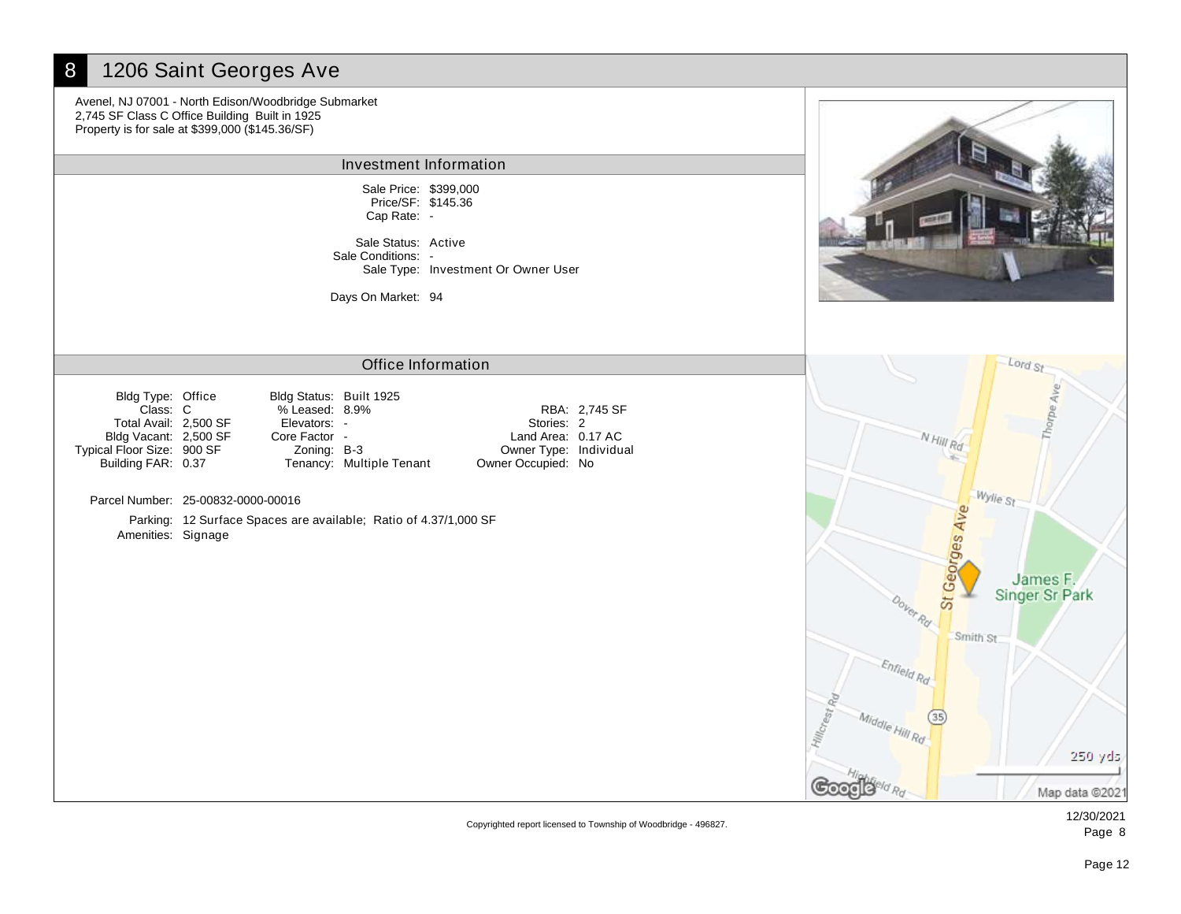# 8 1206 Saint Georges Ave

Avenel, NJ 07001 - North Edison/Woodbridge Submarket
2,745 SF Class C Office Building Built in 1925
Property is for sale at $399,000 ($145.36/SF)

## Investment Information

| | |
|---|---|
| Sale Price: | $399,000 |
| Price/SF: | $145.36 |
| Cap Rate: | - |
| Sale Status: | Active |
| Sale Conditions: | - |
| Sale Type: | Investment Or Owner User |
| Days On Market: | 94 |

## Office Information

| | | | | | |
|---|---|---|---|---|---|
| Bldg Type: | Office | Bldg Status: | Built 1925 | | |
| Class: | C | % Leased: | 8.9% | RBA: | 2,745 SF |
| Total Avail: | 2,500 SF | Elevators: | - | Stories: | 2 |
| Bldg Vacant: | 2,500 SF | Core Factor | - | Land Area: | 0.17 AC |
| Typical Floor Size: | 900 SF | Zoning: | B-3 | Owner Type: | Individual |
| Building FAR: | 0.37 | Tenancy: | Multiple Tenant | Owner Occupied: | No |

Parcel Number: 25-00832-0000-00016

Parking: 12 Surface Spaces are available; Ratio of 4.37/1,000 SF
Amenities: Signage

Copyrighted report licensed to Township of Woodbridge - 496827.

12/30/2021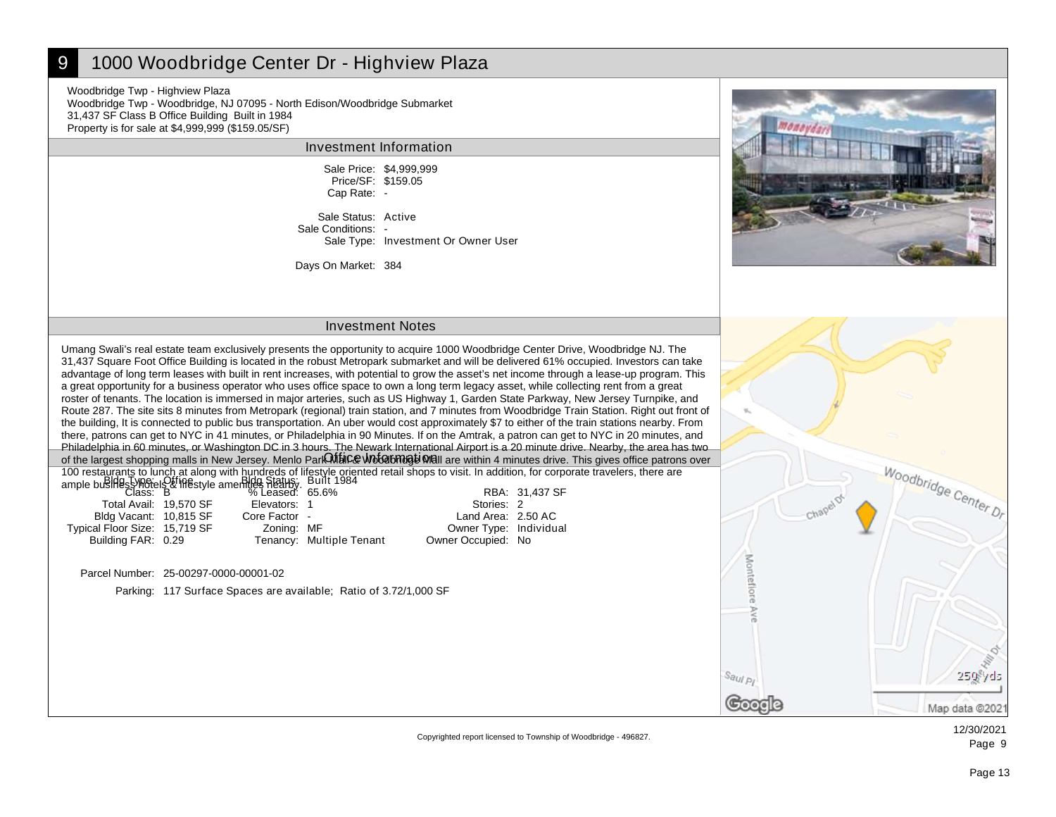# 9 1000 Woodbridge Center Dr - Highview Plaza

Woodbridge Twp - Highview Plaza
Woodbridge Twp - Woodbridge, NJ 07095 - North Edison/Woodbridge Submarket
31,437 SF Class B Office Building Built in 1984
Property is for sale at $4,999,999 ($159.05/SF)

## Investment Information

| | |
|---|---|
| Sale Price: | $4,999,999 |
| Price/SF: | $159.05 |
| Cap Rate: | - |
| Sale Status: | Active |
| Sale Conditions: | - |
| Sale Type: | Investment Or Owner User |
| Days On Market: | 384 |

## Investment Notes

Umang Swali's real estate team exclusively presents the opportunity to acquire 1000 Woodbridge Center Drive, Woodbridge NJ. The 31,437 Square Foot Office Building is located in the robust Metropark submarket and will be delivered 61% occupied. Investors can take advantage of long term leases with built in rent increases, with potential to grow the asset's net income through a lease-up program. This a great opportunity for a business operator who uses office space to own a long term legacy asset, while collecting rent from a great roster of tenants. The location is immersed in major arteries, such as US Highway 1, Garden State Parkway, New Jersey Turnpike, and Route 287. The site sits 8 minutes from Metropark (regional) train station, and 7 minutes from Woodbridge Train Station. Right out front of the building, It is connected to public bus transportation. An uber would cost approximately $7 to either of the train stations nearby. From there, patrons can get to NYC in 41 minutes, or Philadelphia in 90 Minutes. If on the Amtrak, a patron can get to NYC in 20 minutes, and Philadelphia in 60 minutes, or Washington DC in 3 hours. The Newark International Airport is a 20 minute drive. Nearby, the area has two of the largest shopping malls in New Jersey. Menlo Park Mall & Woodbridge Mall are within 4 minutes drive. This gives office patrons over 100 restaurants to lunch at along with hundreds of lifestyle oriented retail shops to visit. In addition, for corporate travelers, there are ample business hotels & lifestyle amenities nearby.

## Office Information

| | | | | | |
|---|---|---|---|---|---|
| Bldg Type: | Office | Bldg Status: | Built 1984 | | |
| Class: | B | % Leased: | 65.6% | RBA: | 31,437 SF |
| Total Avail: | 19,570 SF | Elevators: | 1 | Stories: | 2 |
| Bldg Vacant: | 10,815 SF | Core Factor | - | Land Area: | 2.50 AC |
| Typical Floor Size: | 15,719 SF | Zoning: | MF | Owner Type: | Individual |
| Building FAR: | 0.29 | Tenancy: | Multiple Tenant | Owner Occupied: | No |

Parcel Number: 25-00297-0000-00001-02

Parking: 117 Surface Spaces are available; Ratio of 3.72/1,000 SF